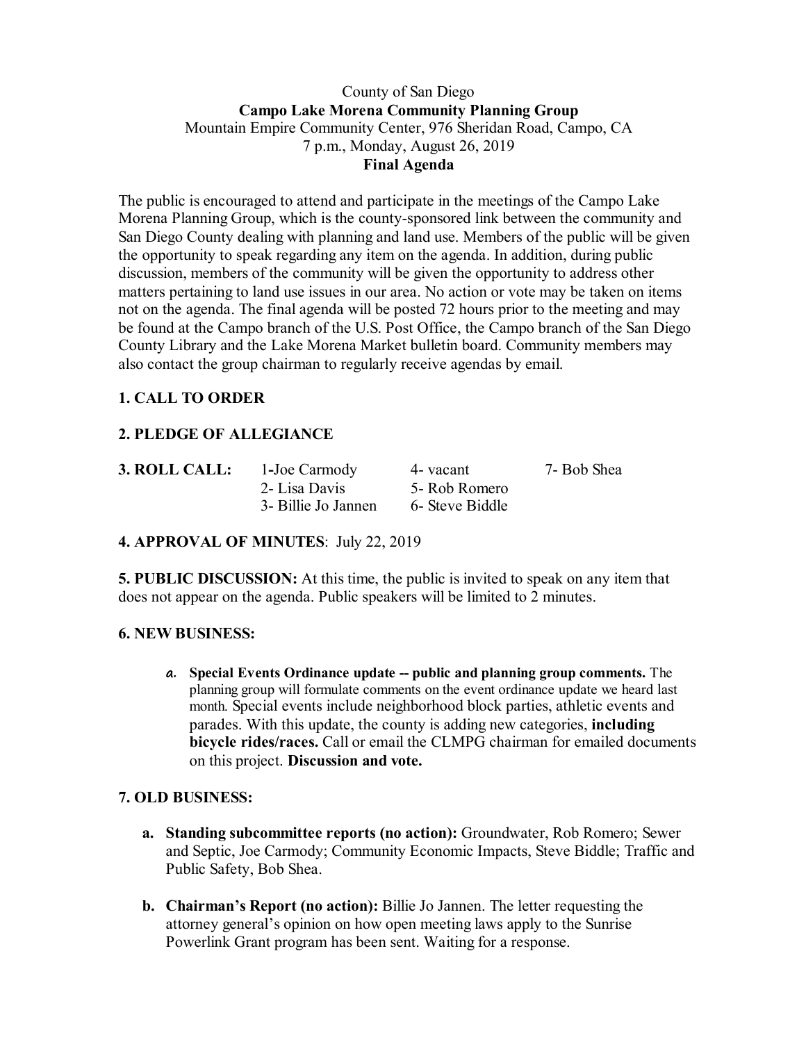County of San Diego

**Campo Lake Morena Community Planning Group**

Mountain Empire Community Center, 976 Sheridan Road, Campo, CA

7 p.m., Monday, August 26, 2019

**Final Agenda**

The public is encouraged to attend and participate in the meetings of the Campo Lake Morena Planning Group, which is the county-sponsored link between the community and San Diego County dealing with planning and land use. Members of the public will be given the opportunity to speak regarding any item on the agenda. In addition, during public discussion, members of the community will be given the opportunity to address other matters pertaining to land use issues in our area. No action or vote may be taken on items not on the agenda. The final agenda will be posted 72 hours prior to the meeting and may be found at the Campo branch of the U.S. Post Office, the Campo branch of the San Diego County Library and the Lake Morena Market bulletin board. Community members may also contact the group chairman to regularly receive agendas by email.

**1. CALL TO ORDER**

**2. PLEDGE OF ALLEGIANCE**

**3. ROLL CALL:**

| | | |
|---|---|---|
| 1-Joe Carmody | 4- vacant | 7- Bob Shea |
| 2- Lisa Davis | 5- Rob Romero | |
| 3- Billie Jo Jannen | 6- Steve Biddle | |

**4. APPROVAL OF MINUTES**: July 22, 2019

**5. PUBLIC DISCUSSION:** At this time, the public is invited to speak on any item that does not appear on the agenda. Public speakers will be limited to 2 minutes.

**6. NEW BUSINESS:**

a. **Special Events Ordinance update -- public and planning group comments.** The planning group will formulate comments on the event ordinance update we heard last month. Special events include neighborhood block parties, athletic events and parades. With this update, the county is adding new categories, **including bicycle rides/races.** Call or email the CLMPG chairman for emailed documents on this project. **Discussion and vote.**

**7. OLD BUSINESS:**

a. **Standing subcommittee reports (no action):** Groundwater, Rob Romero; Sewer and Septic, Joe Carmody; Community Economic Impacts, Steve Biddle; Traffic and Public Safety, Bob Shea.

b. **Chairman's Report (no action):** Billie Jo Jannen. The letter requesting the attorney general's opinion on how open meeting laws apply to the Sunrise Powerlink Grant program has been sent. Waiting for a response.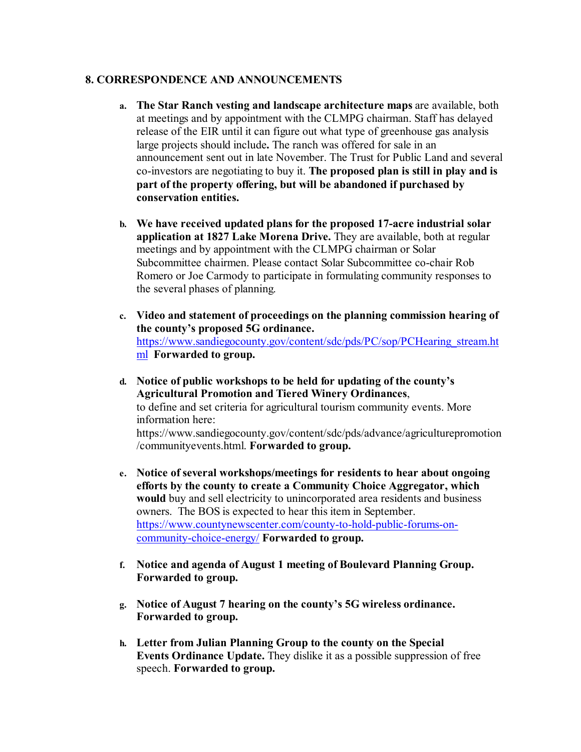## 8. CORRESPONDENCE AND ANNOUNCEMENTS

a. **The Star Ranch vesting and landscape architecture maps** are available, both at meetings and by appointment with the CLMPG chairman. Staff has delayed release of the EIR until it can figure out what type of greenhouse gas analysis large projects should include**.** The ranch was offered for sale in an announcement sent out in late November. The Trust for Public Land and several co-investors are negotiating to buy it. **The proposed plan is still in play and is part of the property offering, but will be abandoned if purchased by conservation entities.**

b. **We have received updated plans for the proposed 17-acre industrial solar application at 1827 Lake Morena Drive.** They are available, both at regular meetings and by appointment with the CLMPG chairman or Solar Subcommittee chairmen. Please contact Solar Subcommittee co-chair Rob Romero or Joe Carmody to participate in formulating community responses to the several phases of planning.

c. **Video and statement of proceedings on the planning commission hearing of the county's proposed 5G ordinance.** https://www.sandiegocounty.gov/content/sdc/pds/PC/sop/PCHearing_stream.html **Forwarded to group.**

d. **Notice of public workshops to be held for updating of the county's Agricultural Promotion and Tiered Winery Ordinances**, to define and set criteria for agricultural tourism community events. More information here: https://www.sandiegocounty.gov/content/sdc/pds/advance/agriculturepromotion/communityevents.html. **Forwarded to group.**

e. **Notice of several workshops/meetings for residents to hear about ongoing efforts by the county to create a Community Choice Aggregator, which would** buy and sell electricity to unincorporated area residents and business owners. The BOS is expected to hear this item in September. https://www.countynewscenter.com/county-to-hold-public-forums-on-community-choice-energy/ **Forwarded to group.**

f. **Notice and agenda of August 1 meeting of Boulevard Planning Group. Forwarded to group.**

g. **Notice of August 7 hearing on the county's 5G wireless ordinance. Forwarded to group.**

h. **Letter from Julian Planning Group to the county on the Special Events Ordinance Update.** They dislike it as a possible suppression of free speech. **Forwarded to group.**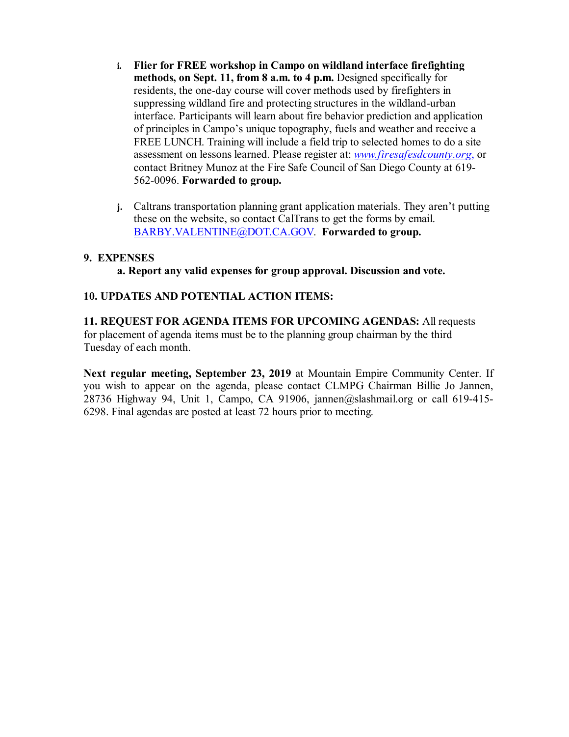i. **Flier for FREE workshop in Campo on wildland interface firefighting methods, on Sept. 11, from 8 a.m. to 4 p.m.** Designed specifically for residents, the one-day course will cover methods used by firefighters in suppressing wildland fire and protecting structures in the wildland-urban interface. Participants will learn about fire behavior prediction and application of principles in Campo's unique topography, fuels and weather and receive a FREE LUNCH. Training will include a field trip to selected homes to do a site assessment on lessons learned. Please register at: *www.firesafesdcounty.org*, or contact Britney Munoz at the Fire Safe Council of San Diego County at 619-562-0096. **Forwarded to group.**

j. Caltrans transportation planning grant application materials. They aren't putting these on the website, so contact CalTrans to get the forms by email. BARBY.VALENTINE@DOT.CA.GOV. **Forwarded to group.**

**9. EXPENSES**

**a. Report any valid expenses for group approval. Discussion and vote.**

**10. UPDATES AND POTENTIAL ACTION ITEMS:**

**11. REQUEST FOR AGENDA ITEMS FOR UPCOMING AGENDAS:** All requests for placement of agenda items must be to the planning group chairman by the third Tuesday of each month.

**Next regular meeting, September 23, 2019** at Mountain Empire Community Center. If you wish to appear on the agenda, please contact CLMPG Chairman Billie Jo Jannen, 28736 Highway 94, Unit 1, Campo, CA 91906, jannen@slashmail.org or call 619-415-6298. Final agendas are posted at least 72 hours prior to meeting.